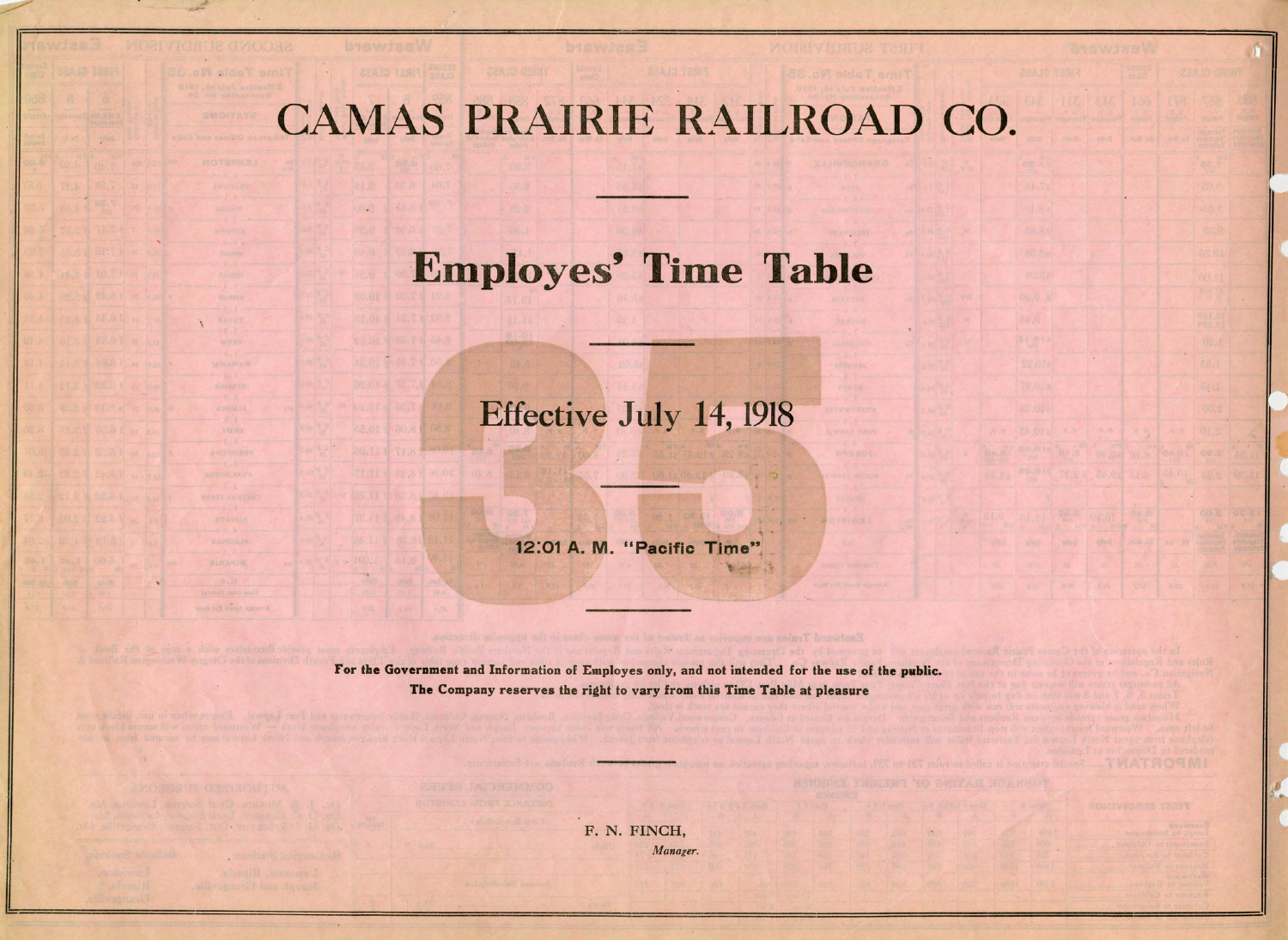# CAMAS PRAIRIE RAILROAD CO.

---

## Employes' Time Table

---

# 35

### Effective July 14, 1918

---

12:01 A. M. "Pacific Time"

---

**For the Government and Information of Employes only, and not intended for the use of the public.**

**The Company reserves the right to vary from this Time Table at pleasure**

---

F. N. FINCH,

*Manager.*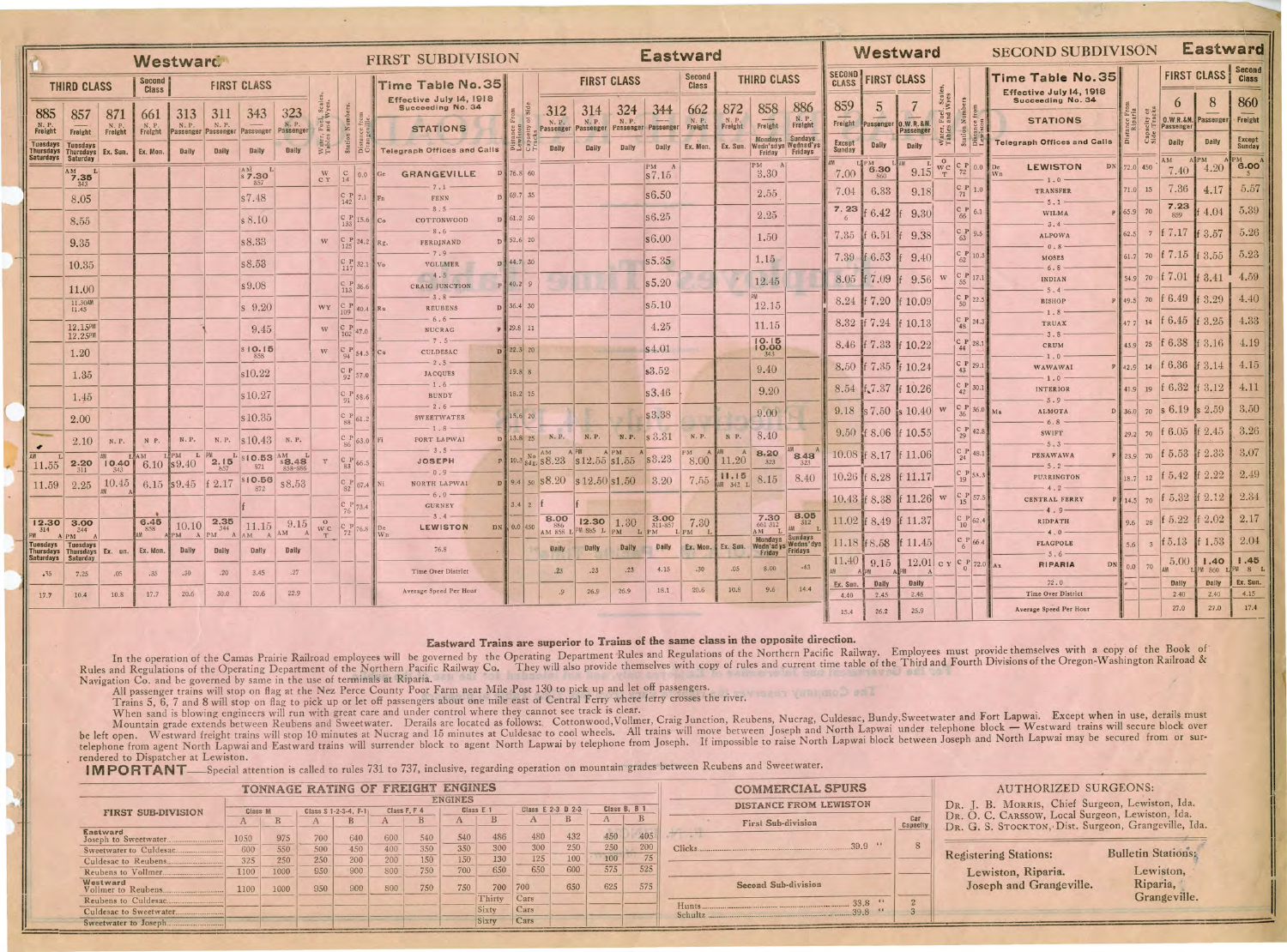# FIRST SUBDIVISION

## Time Table No. 35

Effective July 14, 1918
Succeeding No. 34

| 885 N.P. Freight (Third Class, Westward) | 857 Freight (Third Class, Westward) | 871 N.P. Freight (Third Class, Westward) | 661 N.P. Freight (Second Class, Westward) | 313 N.P. Passenger (First Class, Westward) | 311 N.P. Passenger (First Class, Westward) | 343 Passenger (First Class, Westward) | 323 N.P. Passenger (First Class, Westward) | Water, Fuel, Scales, Tables and Wyes | Station Numbers | Distance from Grangeville | STATIONS — Telegraph Offices and Calls | Distance From Lewiston | Capacity of Side Tracks | 312 N.P. Passenger (First Class, Eastward) | 314 N.P. Passenger (First Class, Eastward) | 324 N.P. Passenger (First Class, Eastward) | 344 Passenger (First Class, Eastward) | 662 N.P. Freight (Second Class, Eastward) | 872 N.P. Freight (Third Class, Eastward) | 858 N.P. Freight (Third Class, Eastward) | 886 N.P. Freight (Third Class, Eastward) |
|---|---|---|---|---|---|---|---|---|---|---|---|---|---|---|---|---|---|---|---|---|---|
| Tuesdays Thursdays Saturdays | Tuesdays Thursdays Saturday | Ex. Sun. | Ex. Mon. | Daily | Daily | Daily | Daily | | | | | | | Daily | Daily | Daily | Daily | Ex. Mon. | Ex. Sun. | Mondays Wedn'sdys Friday | Sundays Wednes'dys Fridays |
| | AM 7.35 L (343) | | | | | AM s7.30 L (857) | | W C Y | C 14 | 0.0 | Ge GRANGEVILLE D | 76.8 | 60 | | | | PM s7.15 A | | | PM 3.30 | |
| | | | | | | | | | | | 7.1 | | | | | | | | | | |
| | 8.05 | | | | | s7.48 | | | C P 142 | 7.1 | Fn FENN D | 69.7 | 35 | | | | s6.50 | | | 2.55 | |
| | | | | | | | | | | | 8.5 | | | | | | | | | | |
| | 8.55 | | | | | s8.10 | | | C P 133 | 15.6 | Co COTTONWOOD D | 61.2 | 50 | | | | s6.25 | | | 2.25 | |
| | | | | | | | | | | | 8.6 | | | | | | | | | | |
| | 9.35 | | | | | s8.33 | | W | C P 125 | 24.2 | Rg FERDINAND D | 52.6 | 20 | | | | s6.00 | | | 1.50 | |
| | | | | | | | | | | | 7.9 | | | | | | | | | | |
| | 10.35 | | | | | s8.58 | | | C P 117 | 32.1 | Vo VOLLMER D | 44.7 | 30 | | | | s5.35 | | | 1.15 | |
| | | | | | | | | | | | 4.5 | | | | | | | | | | |
| | 11.00 | | | | | s9.08 | | | C P 113 | 36.6 | CRAIG JUNCTION P | 40.2 | 9 | | | | s5.20 | | | 12.45 | |
| | | | | | | | | | | | 3.8 | | | | | | | | | | |
| | 11.30AM 11.45 | | | | | s 9.20 | | WY | C P 109 | 40.4 | Ru REUBENS D | 36.4 | 30 | | | | s5.10 | | | PM 12.15 | |
| | | | | | | | | | | | 6.6 | | | | | | | | | | |
| | 12.15PM 12.25PM | | | | | 9.45 | | W | C P 102 | 47.0 | NUCRAG P | 29.8 | 11 | | | | 4.25 | | | 11.15 | |
| | | | | | | | | | | | 7.5 | | | | | | | | | | |
| | 1.20 | | | | | s10.15 (858) | | W | C P 94 | 54.5 | Cu CULDESAC D | 22.3 | 20 | | | | s4.01 | | | 10.15 10.00 (343) | |
| | | | | | | | | | | | 2.5 | | | | | | | | | | |
| | 1.35 | | | | | s10.22 | | | C P 92 | 57.0 | JACQUES | 19.8 | 8 | | | | s3.52 | | | 9.40 | |
| | | | | | | | | | | | 1.6 | | | | | | | | | | |
| | 1.45 | | | | | s10.27 | | | C P 91 | 58.6 | BUNDY | 18.2 | 15 | | | | s3.46 | | | 9.20 | |
| | | | | | | | | | | | 2.6 | | | | | | | | | | |
| | 2.00 | | | | | s10.35 | | | C P 88 | 61.2 | SWEETWATER | 15.6 | 20 | | | | s3.38 | | | 9.00 | |
| | | | | | | | | | | | 1.8 | | | | | | | | | | |
| | 2.10 | N.P. | N.P. | N.P. | N.P. | s10.43 | N.P. | | C P 86 | 63.0 | Fi FORT LAPWAI D | 13.8 | 25 | N.P. | N.P. | N.P. | s3.31 | N.P. | N.P. | 8.40 | |
| | | | | | | | | | | | 3.5 | | | | | | | | | | |
| AM 11.55 L (314) | 2.20 (311) | AM 10.40 L (343) | AM 6.10 | PM s9.40 L | PM 2.15 L (857) | s10.53 (871) | AM s8.48 (858-886) | Y | C P 83 | 66.5 | JOSEPH P | 10.3 | No sdg. | AM s8.23 | PM s12.55 A | PM s1.55 A | s3.23 | PM 8.00 A | AM 11.20 A | 8.20 (323) | AM 8.43 A (323) |
| | | | | | | | | | | | 0.9 | | | | | | | | | | |
| 11.59 | 2.25 AM | 10.45 | 6.15 | s9.45 | f 2.17 | s10.56 (872) | s8.53 | | C P 82 | 67.4 | Ni NORTH LAPWAI D | 9.4 | 30 | s8.20 | s12.50 | s1.50 | 3.20 | 7.55 | 11.15 (AM 342 L) | 8.15 | 8.40 |
| | | | | | | | | | | | 6.0 | | | | | | | | | | |
| | | | | | | f | | | C P 76 | 73.4 | GURNEY | 3.4 | 2 | f | f | | | | | | |
| | | | | | | | | | | | 3.4 | | | | | | | | | | |
| 12.30 (314) PM A | 3.00 (244) PM A | | 6.45 (858) AM A | 10.10 PM A | 2.35 (344) PM A | 11.15 AM A | 9.15 AM A | O W C T | C P 72 | 76.8 | Dc Wn LEWISTON DN | 0.0 | 450 | 8.00 (886) AM 858 L | 12.30 PM 885 L | 1.30 PM L | 3.00 (311-857) PM L | 7.30 PM L | | 7.30 (661 312) AM L | 8.05 (312) AM L |
| Tuesdays Thursdays Saturdays | Tuesdays Thursdays Saturday | Ex. Sun. | Ex. Mon. | Daily | Daily | Daily | Daily | | | | 76.8 | | | Daily | Daily | Daily | Daily | Ex. Mon. | Ex. Sun. | Mondays Wedn'sd'ys Friday | Sundays Wedns'dys Fridays |
| .35 | 7.25 | .05 | .35 | .30 | .20 | 3.45 | .27 | | | | Time Over District | | | .25 | .23 | .23 | 4.15 | .30 | .05 | 8.00 | .43 |
| 17.7 | 10.4 | 10.8 | 17.7 | 20.6 | 30.0 | 20.6 | 22.9 | | | | Average Speed Per Hour | | | .9 | 26.9 | 26.9 | 18.1 | 20.6 | 10.8 | 9.6 | 14.4 |

# SECOND SUBDIVISON

## Time Table No. 35

Effective July 14, 1918
Succeeding No. 34

| 859 Freight (Second Class, Westward) | 5 Passenger (First Class, Westward) | 7 O.W.R.&N. Passenger (First Class, Westward) | Water, Fuel, Scales, Tables and Wyes | Station Numbers | Distance from Lewiston | STATIONS — Telegraph Offices and Calls | Distance From Riparia | Capacity of Side Tracks | 6 O.W.R.&N. Passenger (First Class, Eastward) | 8 Passenger (First Class, Eastward) | 860 Freight (Second Class, Eastward) |
|---|---|---|---|---|---|---|---|---|---|---|---|
| Except Sunday | Daily | Daily | | | | | | | Daily | Daily | Except Sunday |
| AM 7.00 L | PM 6.30 L (860) | AM 9.15 L | O W C T | C P 72 | 0.0 | De Wn LEWISTON DN | 72.0 | 450 | AM 7.40 A | PM 4.20 A | PM 6.00 A (5) |
| | | | | | | 1.0 | | | | | |
| 7.04 | 6.33 | 9.18 | | C P 71 | 1.0 | TRANSFER | 71.0 | 15 | 7.36 | 4.17 | 5.57 |
| | | | | | | 5.1 | | | | | |
| 7.23 (6) | f 6.42 | f 9.30 | | C P 66 | 6.1 | WILMA P | 65.9 | 70 | 7.23 (859) | f 4.04 | 5.39 |
| | | | | | | 3.4 | | | | | |
| 7.35 | f 6.51 | f 9.38 | | C P 63 | 9.5 | ALPOWA | 62.5 | 7 | f 7.17 | f 3.57 | 5.26 |
| | | | | | | 0.8 | | | | | |
| 7.39 | f 6.53 | f 9.40 | | C P 62 | 10.3 | MOSES | 61.7 | 70 | f 7.15 | f 3.55 | 5.23 |
| | | | | | | 6.8 | | | | | |
| 8.05 | f 7.09 | f 9.56 | W | C P 55 | 17.1 | INDIAN | 54.9 | 70 | f 7.01 | f 3.41 | 4.59 |
| | | | | | | 5.4 | | | | | |
| 8.24 | f 7.20 | f 10.09 | | C P 50 | 22.5 | BISHOP P | 49.5 | 70 | f 6.49 | f 3.29 | 4.40 |
| | | | | | | 1.8 | | | | | |
| 8.32 | f 7.24 | f 10.13 | | C P 48 | 24.3 | TRUAX | 47.7 | 14 | f 6.45 | f 3.25 | 4.33 |
| | | | | | | 3.8 | | | | | |
| 8.46 | f 7.33 | f 10.22 | | C P 44 | 28.1 | CRUM | 43.9 | 25 | f 6.38 | f 3.16 | 4.19 |
| | | | | | | 1.0 | | | | | |
| 8.50 | f 7.35 | f 10.24 | | C P 43 | 29.1 | WAWAWAI P | 42.9 | 14 | f 6.36 | f 3.14 | 4.15 |
| | | | | | | 1.0 | | | | | |
| 8.54 | f 7.37 | f 10.26 | | C P 42 | 30.1 | INTERIOR | 41.9 | 19 | f 6.32 | f 3.12 | 4.11 |
| | | | | | | 5.9 | | | | | |
| 9.18 | s 7.50 | s 10.40 | W | C P 36 | 36.0 | Ma ALMOTA D | 36.0 | 70 | s 6.19 | s 2.59 | 3.50 |
| | | | | | | 6.8 | | | | | |
| 9.50 | f 8.06 | f 10.55 | | C P 29 | 42.8 | SWIFT | 29.2 | 70 | f 6.05 | f 2.45 | 3.26 |
| | | | | | | 5.3 | | | | | |
| 10.08 | f 8.17 | f 11.06 | | C P 24 | 48.1 | PENAWAWA P | 23.9 | 70 | f 5.53 | f 2.33 | 3.07 |
| | | | | | | 5.2 | | | | | |
| 10.26 | f 8.28 | f 11.17 | | C P 19 | 53.3 | PURRINGTON | 18.7 | 12 | f 5.42 | f 2.22 | 2.49 |
| | | | | | | 4.2 | | | | | |
| 10.43 | f 8.38 | f 11.26 | W | C P 15 | 57.5 | CENTRAL FERRY P | 14.5 | 70 | f 5.32 | f 2.12 | 2.34 |
| | | | | | | 4.9 | | | | | |
| 11.02 | f 8.49 | f 11.37 | | C P 10 | 62.4 | RIDPATH | 9.6 | 28 | f 5.22 | f 2.02 | 2.17 |
| | | | | | | 4.0 | | | | | |
| 11.18 | f 8.58 | f 11.45 | | C P 6 | 66.4 | FLAGPOLE | 5.6 | 3 | f 5.13 | f 1.53 | 2.04 |
| | | | | | | 5.6 | | | | | |
| 11.40 AM A | 9.15 PM A | 12.01 PM A | C Y | C P 0 | 72.0 | Ax RIPARIA DN | 0.0 | 70 | 5.00 AM L | 1.40 PM 860 L | 1.45 PM 8 L |
| Ex. Sun. | Daily | Daily | | | | 72.0 | | | Daily | Daily | Ex. Sun. |
| 4.40 | 2.45 | 2.46 | | | | Time Over District | | | 2.40 | 2.40 | 4.15 |
| 15.4 | 26.2 | 25.9 | | | | Average Speed Per Hour | | | 27.0 | 27.0 | 17.4 |

**Eastward Trains are superior to Trains of the same class in the opposite direction.**

In the operation of the Camas Prairie Railroad employees will be governed by the Operating Department Rules and Regulations of the Northern Pacific Railway. Employees must provide themselves with a copy of the Book of Rules and Regulations of the Operating Department of the Northern Pacific Railway Co. They will also provide themselves with copy of rules and current time table of the Third and Fourth Divisions of the Oregon-Washington Railroad & Navigation Co. and be governed by same in the use of terminals at Riparia.

All passenger trains will stop on flag at the Nez Perce County Poor Farm near Mile Post 130 to pick up and let off passengers.

Trains 5, 6, 7 and 8 will stop on flag to pick up or let off passengers about one mile east of Central Ferry where ferry crosses the river.

When sand is blowing engineers will run with great care and under control where they cannot see track is clear.

Mountain grade extends between Reubens and Sweetwater. Derails are located as follows: Cottonwood, Vollmer, Craig Junction, Reubens, Nucrag, Culdesac, Bundy, Sweetwater and Fort Lapwai. Except when in use, derails must be left open. Westward freight trains will stop 10 minutes at Nucrag and 15 minutes at Culdesac to cool wheels. All trains will move between Joseph and North Lapwai under telephone block — Westward trains will secure block over telephone from agent North Lapwai and Eastward trains will surrender block to agent North Lapwai by telephone from Joseph. If impossible to raise North Lapwai block between Joseph and North Lapwai may be secured from or surrendered to Dispatcher at Lewiston.

**IMPORTANT**—Special attention is called to rules 731 to 737, inclusive, regarding operation on mountain grades between Reubens and Sweetwater.

## TONNAGE RATING OF FREIGHT ENGINES

| FIRST SUB-DIVISION | Class M A | Class M B | Class S 1-2-3-4, F-1 A | Class S 1-2-3-4, F-1 B | Class F, F 4 A | Class F, F 4 B | Class E 1 A | Class E 1 B | Class E 2-3 D 2-3 A | Class E 2-3 D 2-3 B | Class B, B 1 A | Class B, B 1 B |
|---|---|---|---|---|---|---|---|---|---|---|---|---|
| **Eastward** | | | | | | | | | | | | |
| Joseph to Sweetwater | 1050 | 975 | 700 | 640 | 600 | 540 | 540 | 486 | 480 | 432 | 450 | 405 |
| Sweetwater to Culdesac | 600 | 550 | 500 | 450 | 400 | 350 | 350 | 300 | 300 | 250 | 250 | 200 |
| Culdesac to Reubens | 325 | 250 | 250 | 200 | 200 | 150 | 150 | 130 | 125 | 100 | 100 | 75 |
| Reubens to Vollmer | 1100 | 1000 | 950 | 900 | 800 | 750 | 700 | 650 | 650 | 600 | 575 | 525 |
| **Westward** | | | | | | | | | | | | |
| Vollmer to Reubens | 1100 | 1000 | 950 | 900 | 800 | 750 | 750 | 700 | 700 | 650 | 625 | 575 |
| Reubens to Culdesac | | | | | | | | Thirty | Cars | | | |
| Culdesac to Sweetwater | | | | | | | | Sixty | Cars | | | |
| Sweetwater to Joseph | | | | | | | | Sixty | Cars | | | |

## COMMERCIAL SPURS

| DISTANCE FROM LEWISTON | Car Capacity |
|---|---|
| **First Sub-division** | |
| Clicks ........ 39.9 " | 8 |
| **Second Sub-division** | |
| Hunts ........ 33.8 " | 2 |
| Schultz ........ 39.8 " | 3 |

## AUTHORIZED SURGEONS:

Dr. J. B. Morris, Chief Surgeon, Lewiston, Ida.
Dr. O. C. Carssow, Local Surgeon, Lewiston, Ida.
Dr. G. S. Stockton, Dist. Surgeon, Grangeville, Ida.

**Registering Stations:**
Lewiston, Riparia,
Joseph and Grangeville.

**Bulletin Stations:**
Lewiston,
Riparia,
Grangeville.